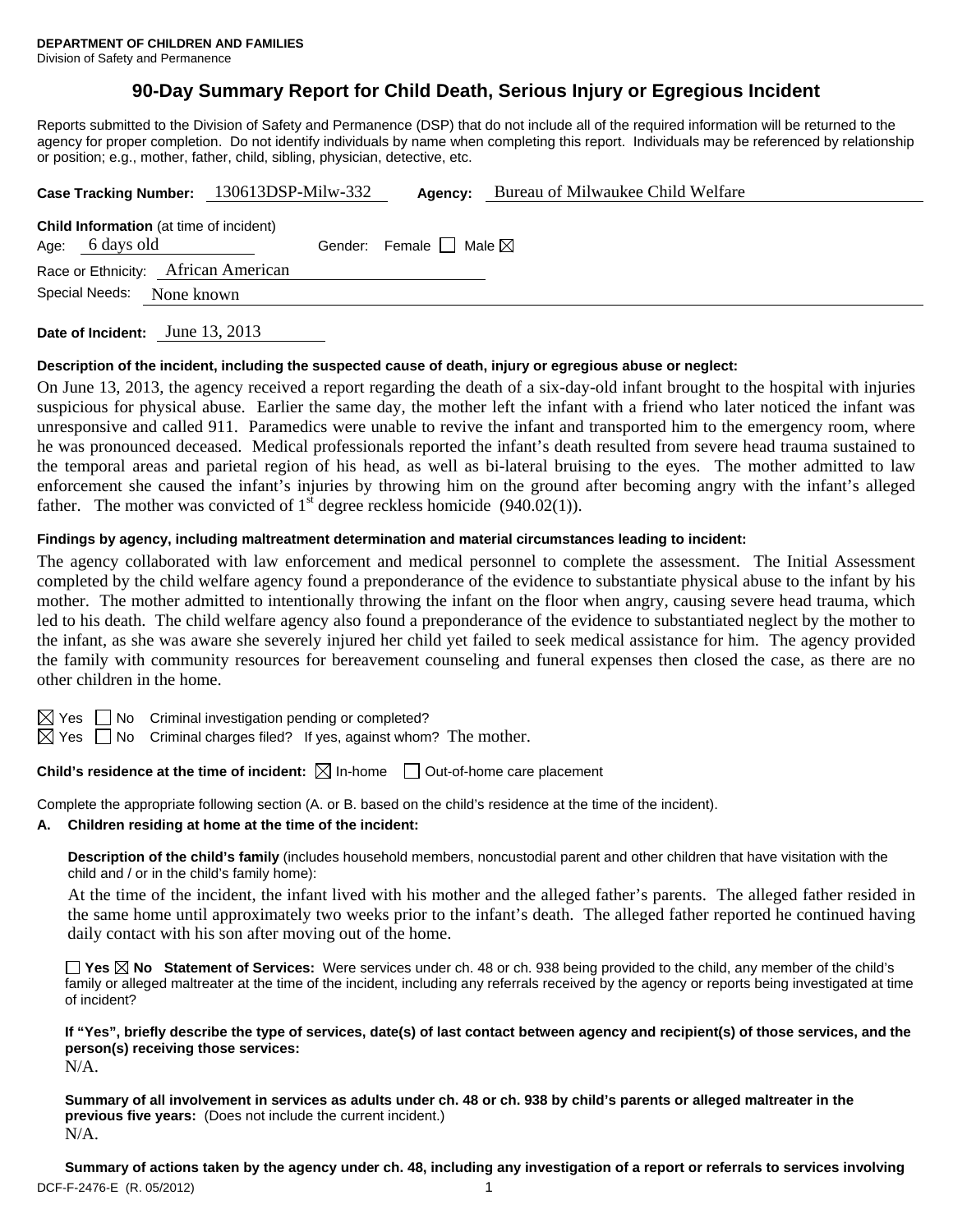**DEPARTMENT OF CHILDREN AND FAMILIES**
Division of Safety and Permanence

# 90-Day Summary Report for Child Death, Serious Injury or Egregious Incident

Reports submitted to the Division of Safety and Permanence (DSP) that do not include all of the required information will be returned to the agency for proper completion. Do not identify individuals by name when completing this report. Individuals may be referenced by relationship or position; e.g., mother, father, child, sibling, physician, detective, etc.

**Case Tracking Number:** 130613DSP-Milw-332 **Agency:** Bureau of Milwaukee Child Welfare

**Child Information** (at time of incident)
Age: 6 days old Gender: Female ☐ Male ☒
Race or Ethnicity: African American
Special Needs: None known

**Date of Incident:** June 13, 2013

**Description of the incident, including the suspected cause of death, injury or egregious abuse or neglect:**

On June 13, 2013, the agency received a report regarding the death of a six-day-old infant brought to the hospital with injuries suspicious for physical abuse. Earlier the same day, the mother left the infant with a friend who later noticed the infant was unresponsive and called 911. Paramedics were unable to revive the infant and transported him to the emergency room, where he was pronounced deceased. Medical professionals reported the infant's death resulted from severe head trauma sustained to the temporal areas and parietal region of his head, as well as bi-lateral bruising to the eyes. The mother admitted to law enforcement she caused the infant's injuries by throwing him on the ground after becoming angry with the infant's alleged father. The mother was convicted of 1st degree reckless homicide (940.02(1)).

**Findings by agency, including maltreatment determination and material circumstances leading to incident:**

The agency collaborated with law enforcement and medical personnel to complete the assessment. The Initial Assessment completed by the child welfare agency found a preponderance of the evidence to substantiate physical abuse to the infant by his mother. The mother admitted to intentionally throwing the infant on the floor when angry, causing severe head trauma, which led to his death. The child welfare agency also found a preponderance of the evidence to substantiated neglect by the mother to the infant, as she was aware she severely injured her child yet failed to seek medical assistance for him. The agency provided the family with community resources for bereavement counseling and funeral expenses then closed the case, as there are no other children in the home.

☒ Yes ☐ No Criminal investigation pending or completed?
☒ Yes ☐ No Criminal charges filed? If yes, against whom? The mother.

**Child's residence at the time of incident:** ☒ In-home ☐ Out-of-home care placement

Complete the appropriate following section (A. or B. based on the child's residence at the time of the incident).

**A. Children residing at home at the time of the incident:**

**Description of the child's family** (includes household members, noncustodial parent and other children that have visitation with the child and / or in the child's family home):

At the time of the incident, the infant lived with his mother and the alleged father's parents. The alleged father resided in the same home until approximately two weeks prior to the infant's death. The alleged father reported he continued having daily contact with his son after moving out of the home.

☐ **Yes** ☒ **No Statement of Services:** Were services under ch. 48 or ch. 938 being provided to the child, any member of the child's family or alleged maltreater at the time of the incident, including any referrals received by the agency or reports being investigated at time of incident?

**If "Yes", briefly describe the type of services, date(s) of last contact between agency and recipient(s) of those services, and the person(s) receiving those services:**
N/A.

**Summary of all involvement in services as adults under ch. 48 or ch. 938 by child's parents or alleged maltreater in the previous five years:** (Does not include the current incident.)
N/A.

**Summary of actions taken by the agency under ch. 48, including any investigation of a report or referrals to services involving**

DCF-F-2476-E (R. 05/2012)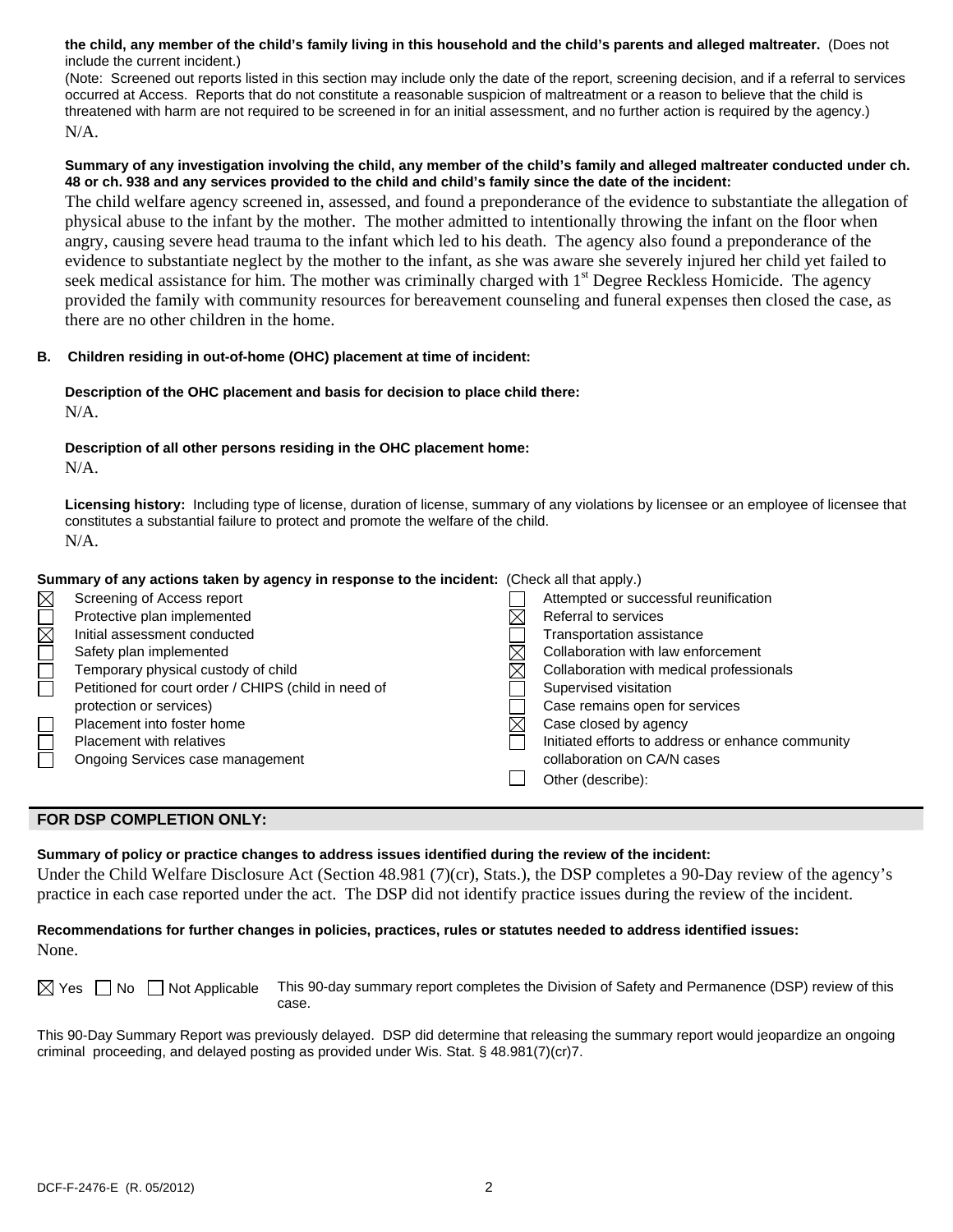**the child, any member of the child's family living in this household and the child's parents and alleged maltreater.** (Does not include the current incident.)

(Note: Screened out reports listed in this section may include only the date of the report, screening decision, and if a referral to services occurred at Access. Reports that do not constitute a reasonable suspicion of maltreatment or a reason to believe that the child is threatened with harm are not required to be screened in for an initial assessment, and no further action is required by the agency.)

N/A.

**Summary of any investigation involving the child, any member of the child's family and alleged maltreater conducted under ch. 48 or ch. 938 and any services provided to the child and child's family since the date of the incident:**

The child welfare agency screened in, assessed, and found a preponderance of the evidence to substantiate the allegation of physical abuse to the infant by the mother. The mother admitted to intentionally throwing the infant on the floor when angry, causing severe head trauma to the infant which led to his death. The agency also found a preponderance of the evidence to substantiate neglect by the mother to the infant, as she was aware she severely injured her child yet failed to seek medical assistance for him. The mother was criminally charged with 1st Degree Reckless Homicide. The agency provided the family with community resources for bereavement counseling and funeral expenses then closed the case, as there are no other children in the home.

**B. Children residing in out-of-home (OHC) placement at time of incident:**

**Description of the OHC placement and basis for decision to place child there:**

N/A.

**Description of all other persons residing in the OHC placement home:**

N/A.

**Licensing history:** Including type of license, duration of license, summary of any violations by licensee or an employee of licensee that constitutes a substantial failure to protect and promote the welfare of the child.

N/A.

**Summary of any actions taken by agency in response to the incident:** (Check all that apply.)

- ☒ Screening of Access report
- ☐ Protective plan implemented
- ☒ Initial assessment conducted
- ☐ Safety plan implemented
- ☐ Temporary physical custody of child
- ☐ Petitioned for court order / CHIPS (child in need of protection or services)
- ☐ Placement into foster home
- ☐ Placement with relatives
- ☐ Ongoing Services case management
- ☐ Attempted or successful reunification
- ☒ Referral to services
- ☐ Transportation assistance
- ☒ Collaboration with law enforcement
- ☒ Collaboration with medical professionals
- ☐ Supervised visitation
- ☐ Case remains open for services
- ☒ Case closed by agency
- ☐ Initiated efforts to address or enhance community collaboration on CA/N cases
- ☐ Other (describe):

## FOR DSP COMPLETION ONLY:

**Summary of policy or practice changes to address issues identified during the review of the incident:**

Under the Child Welfare Disclosure Act (Section 48.981 (7)(cr), Stats.), the DSP completes a 90-Day review of the agency's practice in each case reported under the act. The DSP did not identify practice issues during the review of the incident.

**Recommendations for further changes in policies, practices, rules or statutes needed to address identified issues:**

None.

☒ Yes ☐ No ☐ Not Applicable This 90-day summary report completes the Division of Safety and Permanence (DSP) review of this case.

This 90-Day Summary Report was previously delayed. DSP did determine that releasing the summary report would jeopardize an ongoing criminal proceeding, and delayed posting as provided under Wis. Stat. § 48.981(7)(cr)7.

DCF-F-2476-E (R. 05/2012)